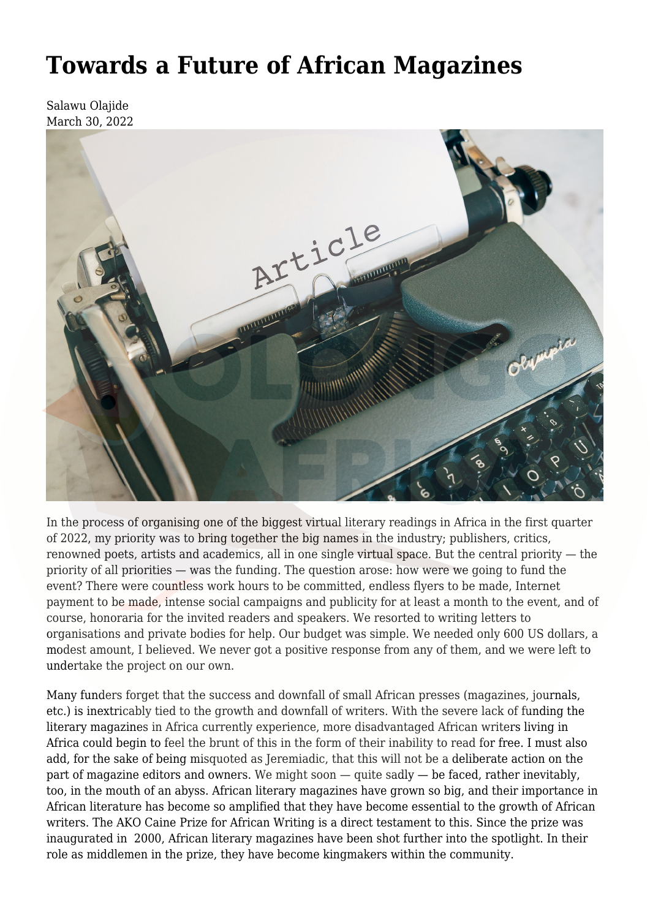# Towards a Future of African Magazines

Salawu Olajide
March 30, 2022

In the process of organising one of the biggest virtual literary readings in Africa in the first quarter of 2022, my priority was to bring together the big names in the industry; publishers, critics, renowned poets, artists and academics, all in one single virtual space. But the central priority — the priority of all priorities — was the funding. The question arose: how were we going to fund the event? There were countless work hours to be committed, endless flyers to be made, Internet payment to be made, intense social campaigns and publicity for at least a month to the event, and of course, honoraria for the invited readers and speakers. We resorted to writing letters to organisations and private bodies for help. Our budget was simple. We needed only 600 US dollars, a modest amount, I believed. We never got a positive response from any of them, and we were left to undertake the project on our own.

Many funders forget that the success and downfall of small African presses (magazines, journals, etc.) is inextricably tied to the growth and downfall of writers. With the severe lack of funding the literary magazines in Africa currently experience, more disadvantaged African writers living in Africa could begin to feel the brunt of this in the form of their inability to read for free. I must also add, for the sake of being misquoted as Jeremiadic, that this will not be a deliberate action on the part of magazine editors and owners. We might soon — quite sadly — be faced, rather inevitably, too, in the mouth of an abyss. African literary magazines have grown so big, and their importance in African literature has become so amplified that they have become essential to the growth of African writers. The AKO Caine Prize for African Writing is a direct testament to this. Since the prize was inaugurated in 2000, African literary magazines have been shot further into the spotlight. In their role as middlemen in the prize, they have become kingmakers within the community.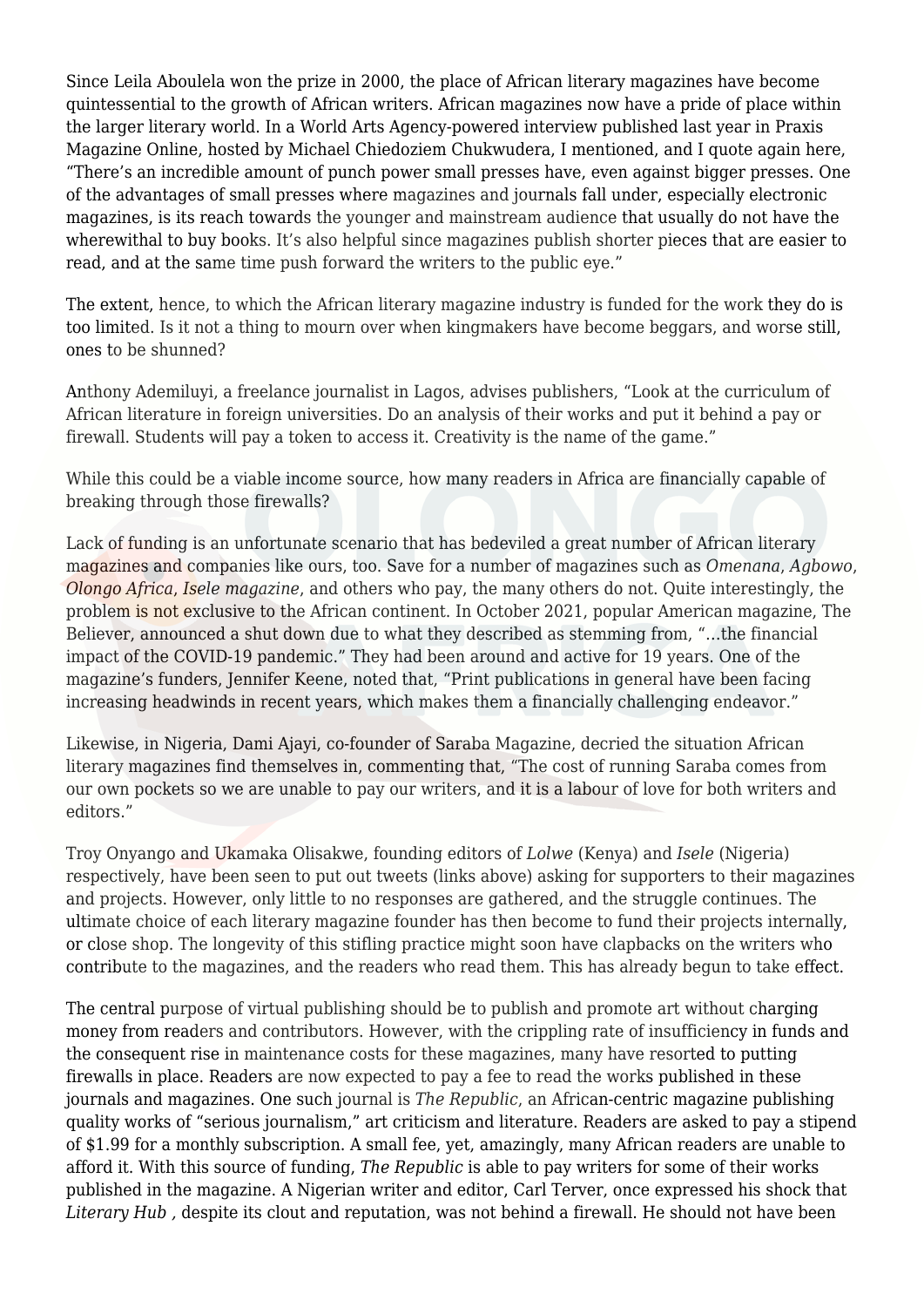Since Leila Aboulela won the prize in 2000, the place of African literary magazines have become quintessential to the growth of African writers. African magazines now have a pride of place within the larger literary world. In a World Arts Agency-powered interview published last year in Praxis Magazine Online, hosted by Michael Chiedoziem Chukwudera, I mentioned, and I quote again here, "There's an incredible amount of punch power small presses have, even against bigger presses. One of the advantages of small presses where magazines and journals fall under, especially electronic magazines, is its reach towards the younger and mainstream audience that usually do not have the wherewithal to buy books. It's also helpful since magazines publish shorter pieces that are easier to read, and at the same time push forward the writers to the public eye."

The extent, hence, to which the African literary magazine industry is funded for the work they do is too limited. Is it not a thing to mourn over when kingmakers have become beggars, and worse still, ones to be shunned?

Anthony Ademiluyi, a freelance journalist in Lagos, advises publishers, "Look at the curriculum of African literature in foreign universities. Do an analysis of their works and put it behind a pay or firewall. Students will pay a token to access it. Creativity is the name of the game."

While this could be a viable income source, how many readers in Africa are financially capable of breaking through those firewalls?

Lack of funding is an unfortunate scenario that has bedeviled a great number of African literary magazines and companies like ours, too. Save for a number of magazines such as *Omenana*, *Agbowo*, *Olongo Africa*, *Isele magazine*, and others who pay, the many others do not. Quite interestingly, the problem is not exclusive to the African continent. In October 2021, popular American magazine, The Believer, announced a shut down due to what they described as stemming from, "…the financial impact of the COVID-19 pandemic." They had been around and active for 19 years. One of the magazine's funders, Jennifer Keene, noted that, "Print publications in general have been facing increasing headwinds in recent years, which makes them a financially challenging endeavor."

Likewise, in Nigeria, Dami Ajayi, co-founder of Saraba Magazine, decried the situation African literary magazines find themselves in, commenting that, "The cost of running Saraba comes from our own pockets so we are unable to pay our writers, and it is a labour of love for both writers and editors."

Troy Onyango and Ukamaka Olisakwe, founding editors of *Lolwe* (Kenya) and *Isele* (Nigeria) respectively, have been seen to put out tweets (links above) asking for supporters to their magazines and projects. However, only little to no responses are gathered, and the struggle continues. The ultimate choice of each literary magazine founder has then become to fund their projects internally, or close shop. The longevity of this stifling practice might soon have clapbacks on the writers who contribute to the magazines, and the readers who read them. This has already begun to take effect.

The central purpose of virtual publishing should be to publish and promote art without charging money from readers and contributors. However, with the crippling rate of insufficiency in funds and the consequent rise in maintenance costs for these magazines, many have resorted to putting firewalls in place. Readers are now expected to pay a fee to read the works published in these journals and magazines. One such journal is *The Republic*, an African-centric magazine publishing quality works of "serious journalism," art criticism and literature. Readers are asked to pay a stipend of $1.99 for a monthly subscription. A small fee, yet, amazingly, many African readers are unable to afford it. With this source of funding, *The Republic* is able to pay writers for some of their works published in the magazine. A Nigerian writer and editor, Carl Terver, once expressed his shock that *Literary Hub* , despite its clout and reputation, was not behind a firewall. He should not have been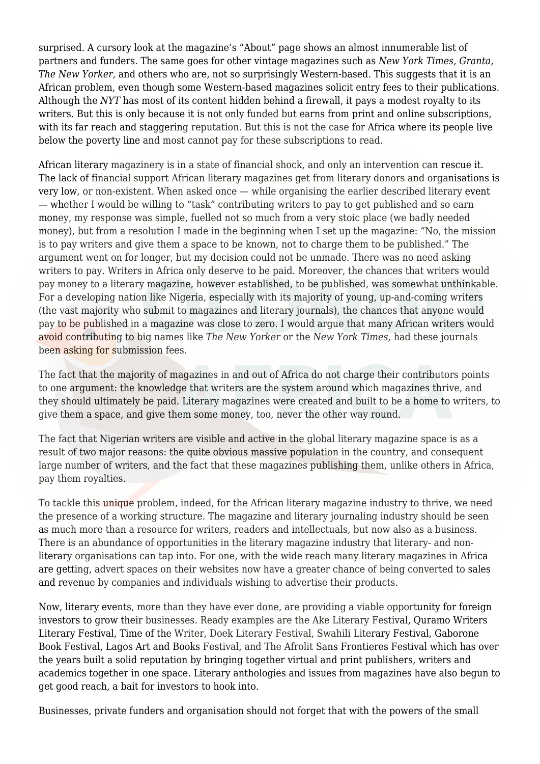surprised. A cursory look at the magazine's "About" page shows an almost innumerable list of partners and funders. The same goes for other vintage magazines such as *New York Times, Granta, The New Yorker*, and others who are, not so surprisingly Western-based. This suggests that it is an African problem, even though some Western-based magazines solicit entry fees to their publications. Although the *NYT* has most of its content hidden behind a firewall, it pays a modest royalty to its writers. But this is only because it is not only funded but earns from print and online subscriptions, with its far reach and staggering reputation. But this is not the case for Africa where its people live below the poverty line and most cannot pay for these subscriptions to read.

African literary magazinery is in a state of financial shock, and only an intervention can rescue it. The lack of financial support African literary magazines get from literary donors and organisations is very low, or non-existent. When asked once — while organising the earlier described literary event — whether I would be willing to "task" contributing writers to pay to get published and so earn money, my response was simple, fuelled not so much from a very stoic place (we badly needed money), but from a resolution I made in the beginning when I set up the magazine: "No, the mission is to pay writers and give them a space to be known, not to charge them to be published." The argument went on for longer, but my decision could not be unmade. There was no need asking writers to pay. Writers in Africa only deserve to be paid. Moreover, the chances that writers would pay money to a literary magazine, however established, to be published, was somewhat unthinkable. For a developing nation like Nigeria, especially with its majority of young, up-and-coming writers (the vast majority who submit to magazines and literary journals), the chances that anyone would pay to be published in a magazine was close to zero. I would argue that many African writers would avoid contributing to big names like *The New Yorker* or the *New York Times,* had these journals been asking for submission fees.

The fact that the majority of magazines in and out of Africa do not charge their contributors points to one argument: the knowledge that writers are the system around which magazines thrive, and they should ultimately be paid. Literary magazines were created and built to be a home to writers, to give them a space, and give them some money, too, never the other way round.

The fact that Nigerian writers are visible and active in the global literary magazine space is as a result of two major reasons: the quite obvious massive population in the country, and consequent large number of writers, and the fact that these magazines publishing them, unlike others in Africa, pay them royalties.

To tackle this unique problem, indeed, for the African literary magazine industry to thrive, we need the presence of a working structure. The magazine and literary journaling industry should be seen as much more than a resource for writers, readers and intellectuals, but now also as a business. There is an abundance of opportunities in the literary magazine industry that literary- and non-literary organisations can tap into. For one, with the wide reach many literary magazines in Africa are getting, advert spaces on their websites now have a greater chance of being converted to sales and revenue by companies and individuals wishing to advertise their products.

Now, literary events, more than they have ever done, are providing a viable opportunity for foreign investors to grow their businesses. Ready examples are the Ake Literary Festival, Quramo Writers Literary Festival, Time of the Writer, Doek Literary Festival, Swahili Literary Festival, Gaborone Book Festival, Lagos Art and Books Festival, and The Afrolit Sans Frontieres Festival which has over the years built a solid reputation by bringing together virtual and print publishers, writers and academics together in one space. Literary anthologies and issues from magazines have also begun to get good reach, a bait for investors to hook into.

Businesses, private funders and organisation should not forget that with the powers of the small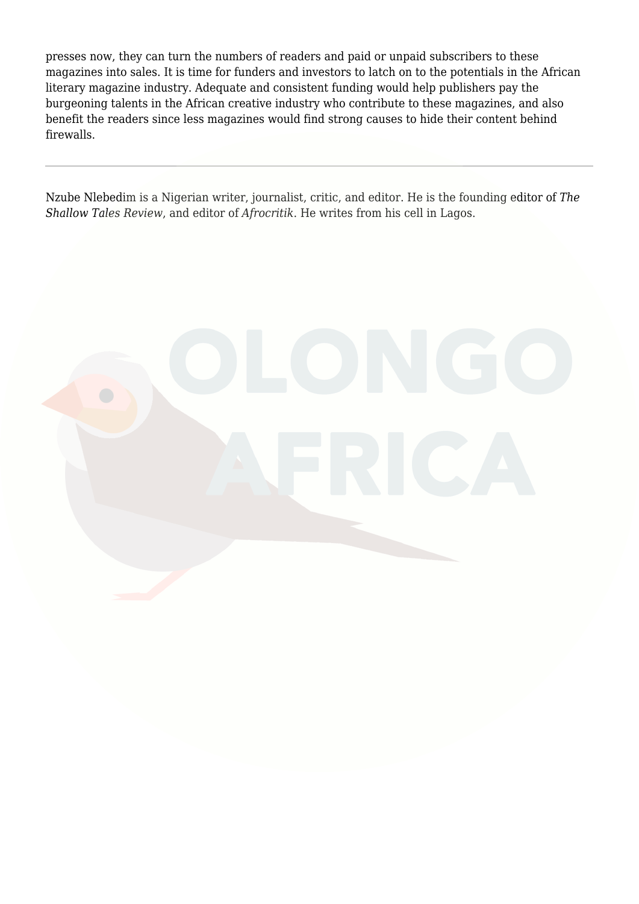presses now, they can turn the numbers of readers and paid or unpaid subscribers to these magazines into sales. It is time for funders and investors to latch on to the potentials in the African literary magazine industry. Adequate and consistent funding would help publishers pay the burgeoning talents in the African creative industry who contribute to these magazines, and also benefit the readers since less magazines would find strong causes to hide their content behind firewalls.

---

Nzube Nlebedim is a Nigerian writer, journalist, critic, and editor. He is the founding editor of *The Shallow Tales Review*, and editor of *Afrocritik*. He writes from his cell in Lagos.